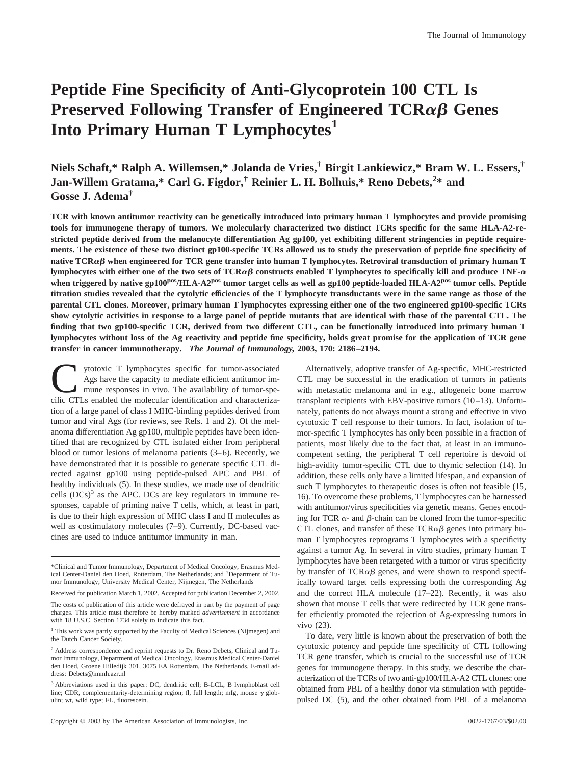# Peptide Fine Specificity of Anti-Glycoprotein 100 CTL Is Preserved Following Transfer of Engineered TCRαβ Genes Into Primary Human T Lymphocytes[1]

**Niels Schaft,\* Ralph A. Willemsen,\* Jolanda de Vries,† Birgit Lankiewicz,\* Bram W. L. Essers,† Jan-Willem Gratama,\* Carl G. Figdor,† Reinier L. H. Bolhuis,\* Reno Debets,[2]\* and Gosse J. Adema†**

**TCR with known antitumor reactivity can be genetically introduced into primary human T lymphocytes and provide promising tools for immunogene therapy of tumors. We molecularly characterized two distinct TCRs specific for the same HLA-A2-restricted peptide derived from the melanocyte differentiation Ag gp100, yet exhibiting different stringencies in peptide requirements. The existence of these two distinct gp100-specific TCRs allowed us to study the preservation of peptide fine specificity of native TCRαβ when engineered for TCR gene transfer into human T lymphocytes. Retroviral transduction of primary human T lymphocytes with either one of the two sets of TCRαβ constructs enabled T lymphocytes to specifically kill and produce TNF-α when triggered by native gp100[pos]/HLA-A2[pos] tumor target cells as well as gp100 peptide-loaded HLA-A2[pos] tumor cells. Peptide titration studies revealed that the cytolytic efficiencies of the T lymphocyte transductants were in the same range as those of the parental CTL clones. Moreover, primary human T lymphocytes expressing either one of the two engineered gp100-specific TCRs show cytolytic activities in response to a large panel of peptide mutants that are identical with those of the parental CTL. The finding that two gp100-specific TCR, derived from two different CTL, can be functionally introduced into primary human T lymphocytes without loss of the Ag reactivity and peptide fine specificity, holds great promise for the application of TCR gene transfer in cancer immunotherapy.** ***The Journal of Immunology,*** **2003, 170: 2186–2194.**

Cytotoxic T lymphocytes specific for tumor-associated Ags have the capacity to mediate efficient antitumor immune responses in vivo. The availability of tumor-specific CTLs enabled the molecular identification and characterization of a large panel of class I MHC-binding peptides derived from tumor and viral Ags (for reviews, see Refs. 1 and 2). Of the melanoma differentiation Ag gp100, multiple peptides have been identified that are recognized by CTL isolated either from peripheral blood or tumor lesions of melanoma patients (3–6). Recently, we have demonstrated that it is possible to generate specific CTL directed against gp100 using peptide-pulsed APC and PBL of healthy individuals (5). In these studies, we made use of dendritic cells (DCs)[3] as the APC. DCs are key regulators in immune responses, capable of priming naive T cells, which, at least in part, is due to their high expression of MHC class I and II molecules as well as costimulatory molecules (7–9). Currently, DC-based vaccines are used to induce antitumor immunity in man.

Alternatively, adoptive transfer of Ag-specific, MHC-restricted CTL may be successful in the eradication of tumors in patients with metastatic melanoma and in e.g., allogeneic bone marrow transplant recipients with EBV-positive tumors (10–13). Unfortunately, patients do not always mount a strong and effective in vivo cytotoxic T cell response to their tumors. In fact, isolation of tumor-specific T lymphocytes has only been possible in a fraction of patients, most likely due to the fact that, at least in an immunocompetent setting, the peripheral T cell repertoire is devoid of high-avidity tumor-specific CTL due to thymic selection (14). In addition, these cells only have a limited lifespan, and expansion of such T lymphocytes to therapeutic doses is often not feasible (15, 16). To overcome these problems, T lymphocytes can be harnessed with antitumor/virus specificities via genetic means. Genes encoding for TCR α- and β-chain can be cloned from the tumor-specific CTL clones, and transfer of these TCRαβ genes into primary human T lymphocytes reprograms T lymphocytes with a specificity against a tumor Ag. In several in vitro studies, primary human T lymphocytes have been retargeted with a tumor or virus specificity by transfer of TCRαβ genes, and were shown to respond specifically toward target cells expressing both the corresponding Ag and the correct HLA molecule (17–22). Recently, it was also shown that mouse T cells that were redirected by TCR gene transfer efficiently promoted the rejection of Ag-expressing tumors in vivo (23).

To date, very little is known about the preservation of both the cytotoxic potency and peptide fine specificity of CTL following TCR gene transfer, which is crucial to the successful use of TCR genes for immunogene therapy. In this study, we describe the characterization of the TCRs of two anti-gp100/HLA-A2 CTL clones: one obtained from PBL of a healthy donor via stimulation with peptide-pulsed DC (5), and the other obtained from PBL of a melanoma

---

\*Clinical and Tumor Immunology, Department of Medical Oncology, Erasmus Medical Center-Daniel den Hoed, Rotterdam, The Netherlands; and †Department of Tumor Immunology, University Medical Center, Nijmegen, The Netherlands

Received for publication March 1, 2002. Accepted for publication December 2, 2002.

The costs of publication of this article were defrayed in part by the payment of page charges. This article must therefore be hereby marked *advertisement* in accordance with 18 U.S.C. Section 1734 solely to indicate this fact.

[1] This work was partly supported by the Faculty of Medical Sciences (Nijmegen) and the Dutch Cancer Society.

[2] Address correspondence and reprint requests to Dr. Reno Debets, Clinical and Tumor Immunology, Department of Medical Oncology, Erasmus Medical Center-Daniel den Hoed, Groene Hilledijk 301, 3075 EA Rotterdam, The Netherlands. E-mail address: Debets@immh.azr.nl

[3] Abbreviations used in this paper: DC, dendritic cell; B-LCL, B lymphoblast cell line; CDR, complementarity-determining region; fl, full length; mIg, mouse γ globulin; wt, wild type; FL, fluorescein.

Copyright © 2003 by The American Association of Immunologists, Inc. 0022-1767/03/$02.00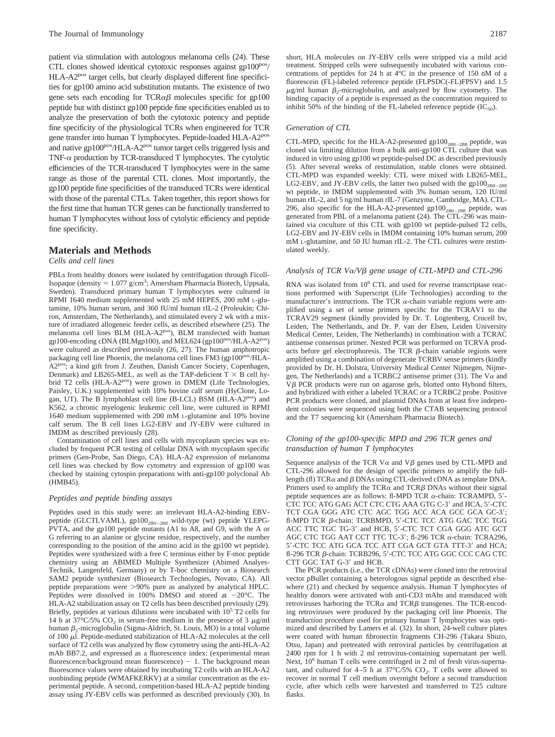patient via stimulation with autologous melanoma cells (24). These CTL clones showed identical cytotoxic responses against gp100$^{pos}$/HLA-A2$^{pos}$ target cells, but clearly displayed different fine specificities for gp100 amino acid substitution mutants. The existence of two gene sets each encoding for TCR$\alpha\beta$ molecules specific for gp100 peptide but with distinct gp100 peptide fine specificities enabled us to analyze the preservation of both the cytotoxic potency and peptide fine specificity of the physiological TCRs when engineered for TCR gene transfer into human T lymphocytes. Peptide-loaded HLA-A2$^{pos}$ and native gp100$^{pos}$/HLA-A2$^{pos}$ tumor target cells triggered lysis and TNF-$\alpha$ production by TCR-transduced T lymphocytes. The cytolytic efficiencies of the TCR-transduced T lymphocytes were in the same range as those of the parental CTL clones. Most importantly, the gp100 peptide fine specificities of the transduced TCRs were identical with those of the parental CTLs. Taken together, this report shows for the first time that human TCR genes can be functionally transferred to human T lymphocytes without loss of cytolytic efficiency and peptide fine specificity.

## Materials and Methods

### *Cells and cell lines*

PBLs from healthy donors were isolated by centrifugation through Ficoll-Isopaque (density = 1.077 g/cm$^3$; Amersham Pharmacia Biotech, Uppsala, Sweden). Transduced primary human T lymphocytes were cultured in RPMI 1640 medium supplemented with 25 mM HEPES, 200 mM L-glutamine, 10% human serum, and 360 IU/ml human rIL-2 (Proleukin; Chiron, Amsterdam, The Netherlands), and stimulated every 2 wk with a mixture of irradiated allogeneic feeder cells, as described elsewhere (25). The melanoma cell lines BLM (HLA-A2$^{pos}$), BLM transfected with human gp100-encoding cDNA (BLMgp100), and MEL624 (gp100$^{pos}$/HLA-A2$^{pos}$) were cultured as described previously (26, 27). The human amphotropic packaging cell line Phoenix, the melanoma cell lines FM3 (gp100$^{pos}$/HLA-A2$^{pos}$; a kind gift from J. Zeuthen, Danish Cancer Society, Copenhagen, Denmark) and LB265-MEL, as well as the TAP-deficient T × B cell hybrid T2 cells (HLA-A2$^{pos}$) were grown in DMEM (Life Technologies, Paisley, U.K.) supplemented with 10% bovine calf serum (HyClone, Logan, UT). The B lymphoblast cell line (B-LCL) BSM (HLA-A2$^{pos}$) and K562, a chronic myelogenic leukemic cell line, were cultured in RPMI 1640 medium supplemented with 200 mM L-glutamine and 10% bovine calf serum. The B cell lines LG2-EBV and JY-EBV were cultured in IMDM as described previously (28).

Contamination of cell lines and cells with mycoplasm species was excluded by frequent PCR testing of cellular DNA with mycoplasm specific primers (Gen-Probe, San Diego, CA). HLA-A2 expression of melanoma cell lines was checked by flow cytometry and expression of gp100 was checked by staining cytospin preparations with anti-gp100 polyclonal Ab (HMB45).

### *Peptides and peptide binding assays*

Peptides used in this study were: an irrelevant HLA-A2-binding EBV-peptide (GLCTLVAML), gp100$_{280-288}$ wild-type (wt) peptide YLEPGPVTA, and the gp100 peptide mutants (A1 to A8, and G9, with the A or G referring to an alanine or glycine residue, respectively, and the number corresponding to the position of the amino acid in the gp100 wt peptide). Peptides were synthesized with a free C terminus either by F-moc peptide chemistry using an ABIMED Multiple Synthesizer (Abimed Analyes-Technik, Langenfeld, Germany) or by T-boc chemistry on a Biosearch SAM2 peptide synthesizer (Biosearch Technologies, Novato, CA). All peptide preparations were >90% pure as analyzed by analytical HPLC. Peptides were dissolved in 100% DMSO and stored at −20°C. The HLA-A2 stabilization assay on T2 cells has been described previously (29). Briefly, peptides at various dilutions were incubated with $10^5$ T2 cells for 14 h at 37°C/5% $CO_2$ in serum-free medium in the presence of 3 $\mu$g/ml human $\beta_2$-microglobulin (Sigma-Aldrich, St. Louis, MO) in a total volume of 100 $\mu$l. Peptide-mediated stabilization of HLA-A2 molecules at the cell surface of T2 cells was analyzed by flow cytometry using the anti-HLA-A2 mAb BB7.2, and expressed as a fluorescence index: (experimental mean fluorescence/background mean fluorescence) − 1. The background mean fluorescence values were obtained by incubating T2 cells with an HLA-A2 nonbinding peptide (WMAFKERKV) at a similar concentration as the experimental peptide. A second, competition-based HLA-A2 peptide binding assay using JY-EBV cells was performed as described previously (30). In short, HLA molecules on JY-EBV cells were stripped via a mild acid treatment. Stripped cells were subsequently incubated with various concentrations of peptides for 24 h at 4°C in the presence of 150 nM of a fluorescein (FL)-labeled reference peptide (FLPSDC(-FL)FPSV) and 1.5 $\mu$g/ml human $\beta_2$-microglobulin, and analyzed by flow cytometry. The binding capacity of a peptide is expressed as the concentration required to inhibit 50% of the binding of the FL-labeled reference peptide ($IC_{50}$).

### *Generation of CTL*

CTL-MPD, specific for the HLA-A2-presented gp100$_{280-288}$ peptide, was cloned via limiting dilution from a bulk anti-gp100 CTL culture that was induced in vitro using gp100 wt peptide-pulsed DC as described previously (5). After several weeks of restimulation, stable clones were obtained. CTL-MPD was expanded weekly: CTL were mixed with LB265-MEL, LG2-EBV, and JY-EBV cells, the latter two pulsed with the gp100$_{280-288}$ wt peptide, in IMDM supplemented with 3% human serum, 120 IU/ml human rIL-2, and 5 ng/ml human rIL-7 (Genzyme, Cambridge, MA). CTL-296, also specific for the HLA-A2-presented gp100$_{280-288}$ peptide, was generated from PBL of a melanoma patient (24). The CTL-296 was maintained via coculture of this CTL with gp100 wt peptide-pulsed T2 cells, LG2-EBV and JY-EBV cells in IMDM containing 10% human serum, 200 mM L-glutamine, and 50 IU human rIL-2. The CTL cultures were restimulated weekly.

### *Analysis of TCR Vα/Vβ gene usage of CTL-MPD and CTL-296*

RNA was isolated from $10^6$ CTL and used for reverse transcriptase reactions performed with Superscript (Life Technologies) according to the manufacturer's instructions. The TCR $\alpha$-chain variable regions were amplified using a set of sense primers specific for the TCRAV1 to the TCRAV29 segment (kindly provided by Dr. T. Logtenberg, Crucell bv, Leiden, The Netherlands, and Dr. P. van der Elsen, Leiden University Medical Center, Leiden, The Netherlands) in combination with a TCRAC antisense consensus primer. Nested PCR was performed on TCRVA products before gel electrophoresis. The TCR $\beta$-chain variable regions were amplified using a combination of degenerate TCRBV sense primers (kindly provided by Dr. H. Dolstra, University Medical Center Nijmegen, Nijmegen, The Netherlands) and a TCRBC2 antisense primer (31). The V$\alpha$ and V$\beta$ PCR products were run on agarose gels, blotted onto Hybond filters, and hybridized with either a labeled TCRAC or a TCRBC2 probe. Positive PCR products were cloned, and plasmid DNAs from at least five independent colonies were sequenced using both the CTAB sequencing protocol and the T7 sequencing kit (Amersham Pharmacia Biotech).

### *Cloning of the gp100-specific MPD and 296 TCR genes and transduction of human T lymphocytes*

Sequence analysis of the TCR V$\alpha$ and V$\beta$ genes used by CTL-MPD and CTL-296 allowed for the design of specific primers to amplify the full-length (fl) TCR$\alpha$ and $\beta$ DNAs using CTL-derived cDNA as template DNA. Primers used to amplify the TCR$\alpha$ and TCR$\beta$ DNAs without their signal peptide sequences are as follows: fl-MPD TCR $\alpha$-chain: TCRAMPD, 5′-CTC TCC ATG GAG ACT CTC CTG AAA GTG C-3′ and HCA, 5′-CTC TCT CGA GGG ATC CTC AGC TGG ACC ACA GCC GCA GC-3′; fl-MPD TCR $\beta$-chain: TCRBMPD, 5′-CTC TCC ATG GAC TCC TGG ACC TTC TGC TG-3′ and HCB, 5′-CTC TCT CGA GGG ATC GCT AGC CTC TGG AAT CCT TTC TC-3′; fl-296 TCR $\alpha$-chain: TCRA296, 5′-CTC TCC ATG GCA TCC ATT CGA GCT GTA TTT-3′ and HCA; fl-296 TCR $\beta$-chain: TCRB296, 5′-CTC TCC ATG GGC CCC CAG CTC CTT GGC TAT G-3′ and HCB.

The PCR products (i.e., the TCR cDNAs) were cloned into the retroviral vector pBullet containing a heterologous signal peptide as described elsewhere (21) and checked by sequence analysis. Human T lymphocytes of healthy donors were activated with anti-CD3 mAbs and transduced with retroviruses harboring the TCR$\alpha$ and TCR$\beta$ transgenes. The TCR-encoding retroviruses were produced by the packaging cell line Phoenix. The transduction procedure used for primary human T lymphocytes was optimized and described by Lamers et al. (32). In short, 24-well culture plates were coated with human fibronectin fragments CH-296 (Takara Shuzo, Otsu, Japan) and pretreated with retroviral particles by centrifugation at 2400 rpm for 1 h with 2 ml retrovirus-containing supernatant per well. Next, $10^6$ human T cells were centrifuged in 2 ml of fresh virus-supernatant, and cultured for 4–5 h at 37°C/5% $CO_2$. T cells were allowed to recover in normal T cell medium overnight before a second transduction cycle, after which cells were harvested and transferred to T25 culture flasks.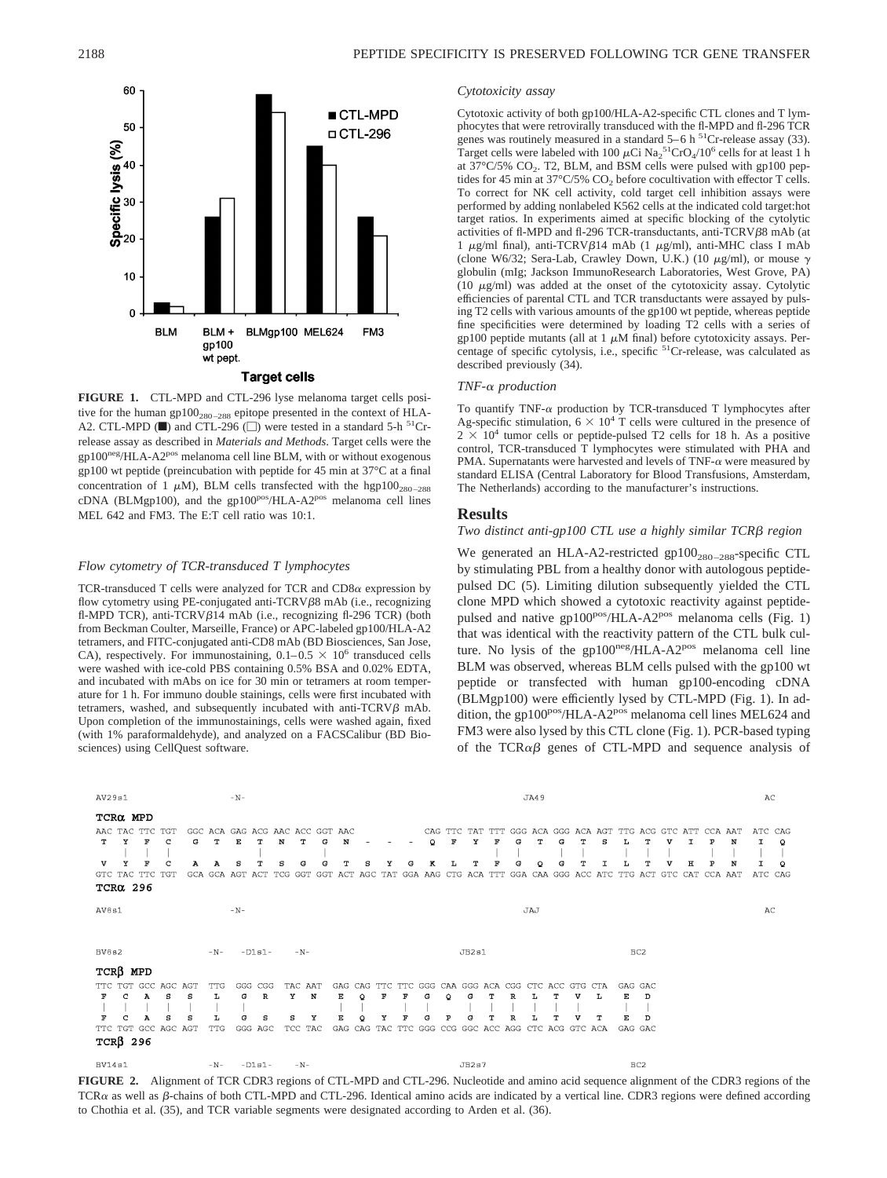**FIGURE 1.** CTL-MPD and CTL-296 lyse melanoma target cells positive for the human $gp100_{280-288}$ epitope presented in the context of HLA-A2. CTL-MPD (■) and CTL-296 (□) were tested in a standard 5-h $^{51}Cr$-release assay as described in *Materials and Methods*. Target cells were the $gp100^{neg}$/HLA-$A2^{pos}$ melanoma cell line BLM, with or without exogenous gp100 wt peptide (preincubation with peptide for 45 min at 37°C at a final concentration of 1 μM), BLM cells transfected with the $hgp100_{280-288}$ cDNA (BLMgp100), and the $gp100^{pos}$/HLA-$A2^{pos}$ melanoma cell lines MEL 642 and FM3. The E:T cell ratio was 10:1.

### Flow cytometry of TCR-transduced T lymphocytes

TCR-transduced T cells were analyzed for TCR and CD8α expression by flow cytometry using PE-conjugated anti-TCRVβ8 mAb (i.e., recognizing fl-MPD TCR), anti-TCRVβ14 mAb (i.e., recognizing fl-296 TCR) (both from Beckman Coulter, Marseille, France) or APC-labeled gp100/HLA-A2 tetramers, and FITC-conjugated anti-CD8 mAb (BD Biosciences, San Jose, CA), respectively. For immunostaining, $0.1–0.5 \times 10^6$ transduced cells were washed with ice-cold PBS containing 0.5% BSA and 0.02% EDTA, and incubated with mAbs on ice for 30 min or tetramers at room temperature for 1 h. For immuno double stainings, cells were first incubated with tetramers, washed, and subsequently incubated with anti-TCRVβ mAb. Upon completion of the immunostainings, cells were washed again, fixed (with 1% paraformaldehyde), and analyzed on a FACSCalibur (BD Biosciences) using CellQuest software.

### Cytotoxicity assay

Cytotoxic activity of both gp100/HLA-A2-specific CTL clones and T lymphocytes that were retrovirally transduced with the fl-MPD and fl-296 TCR genes was routinely measured in a standard 5–6 h $^{51}Cr$-release assay (33). Target cells were labeled with 100 μCi $Na_2{}^{51}CrO_4/10^6$ cells for at least 1 h at 37°C/5% $CO_2$. T2, BLM, and BSM cells were pulsed with gp100 peptides for 45 min at 37°C/5% $CO_2$ before cocultivation with effector T cells. To correct for NK cell activity, cold target cell inhibition assays were performed by adding nonlabeled K562 cells at the indicated cold target:hot target ratios. In experiments aimed at specific blocking of the cytolytic activities of fl-MPD and fl-296 TCR-transductants, anti-TCRVβ8 mAb (at 1 μg/ml final), anti-TCRVβ14 mAb (1 μg/ml), anti-MHC class I mAb (clone W6/32; Sera-Lab, Crawley Down, U.K.) (10 μg/ml), or mouse γ globulin (mIg; Jackson ImmunoResearch Laboratories, West Grove, PA) (10 μg/ml) was added at the onset of the cytotoxicity assay. Cytolytic efficiencies of parental CTL and TCR transductants were assayed by pulsing T2 cells with various amounts of the gp100 wt peptide, whereas peptide fine specificities were determined by loading T2 cells with a series of gp100 peptide mutants (all at 1 μM final) before cytotoxicity assays. Percentage of specific cytolysis, i.e., specific $^{51}Cr$-release, was calculated as described previously (34).

### TNF-α production

To quantify TNF-α production by TCR-transduced T lymphocytes after Ag-specific stimulation, $6 \times 10^4$ T cells were cultured in the presence of $2 \times 10^4$ tumor cells or peptide-pulsed T2 cells for 18 h. As a positive control, TCR-transduced T lymphocytes were stimulated with PHA and PMA. Supernatants were harvested and levels of TNF-α were measured by standard ELISA (Central Laboratory for Blood Transfusions, Amsterdam, The Netherlands) according to the manufacturer's instructions.

## Results

### Two distinct anti-gp100 CTL use a highly similar TCRβ region

We generated an HLA-A2-restricted $gp100_{280-288}$-specific CTL by stimulating PBL from a healthy donor with autologous peptide-pulsed DC (5). Limiting dilution subsequently yielded the CTL clone MPD which showed a cytotoxic reactivity against peptide-pulsed and native $gp100^{pos}$/HLA-$A2^{pos}$ melanoma cells (Fig. 1) that was identical with the reactivity pattern of the CTL bulk culture. No lysis of the $gp100^{neg}$/HLA-$A2^{pos}$ melanoma cell line BLM was observed, whereas BLM cells pulsed with the gp100 wt peptide or transfected with human gp100-encoding cDNA (BLMgp100) were efficiently lysed by CTL-MPD (Fig. 1). In addition, the $gp100^{pos}$/HLA-$A2^{pos}$ melanoma cell lines MEL624 and FM3 were also lysed by this CTL clone (Fig. 1). PCR-based typing of the TCRαβ genes of CTL-MPD and sequence analysis of

```
AV29s1              -N-                                                    JA49                                AC
TCRα MPD
AAC TAC TTC TGT  GGC ACA GAG ACG AAC ACC GGT AAC              CAG TTC TAT TTT GGG ACA GGG ACA AGT TTG ACG GTC ATT CCA AAT  ATC CAG
 T   Y   F   C    G   T   E   T   N   T   G   N   -   -   -   Q   F   Y   F   G   T   G   T   S   L   T   V   I   P   N    I   Q
     |   |   |                |           |                           |   |       |   |       |   |   |       |   |    |   |
 V   Y   F   C    A   A   S   T   S   G   G   T   S   Y   G   K   L   T   F   G   Q   G   T   I   L   T   V   H   P   N    I   Q
GTC TAC TTC TGT  GCA GCA AGT ACT TCG GGT GGT ACT AGC TAT GGA AAG CTG ACA TTT GGA CAA GGG ACC ATC TTG ACT GTC CAT CCA AAT  ATC CAG
TCRα 296
AV8s1               -N-                                                    JAJ                                 AC

BV8s2            -N-  -D1s1-   -N-                    JB2s1                         BC2
TCRβ MPD
TTC TGT GCC AGC AGT  TTG  GGG CGG  TAC AAT  GAG CAG TTC TTC GGG CAA GGG ACA CGG CTC ACC GTG CTA  GAG GAC
 F   C   A   S   S    L    G   R    Y   N    E   Q   F   F   G   Q   G   T   R   L   T   V   L    E   D
 |   |   |   |   |    |    |                 |   |       |   |       |   |   |   |   |   |       |   |
 F   C   A   S   S    L    G   S    S   Y    E   Q   Y   F   G   P   G   T   R   L   T   V   T    E   D
TTC TGT GCC AGC AGT  TTG  GGG AGC  TCC TAC  GAG CAG TAC TTC GGG CCG GGC ACC AGG CTC ACG GTC ACA  GAG GAC
TCRβ 296
BV14s1           -N-  -D1s1-   -N-                    JB2s7                         BC2
```

**FIGURE 2.** Alignment of TCR CDR3 regions of CTL-MPD and CTL-296. Nucleotide and amino acid sequence alignment of the CDR3 regions of the TCRα as well as β-chains of both CTL-MPD and CTL-296. Identical amino acids are indicated by a vertical line. CDR3 regions were defined according to Chothia et al. (35), and TCR variable segments were designated according to Arden et al. (36).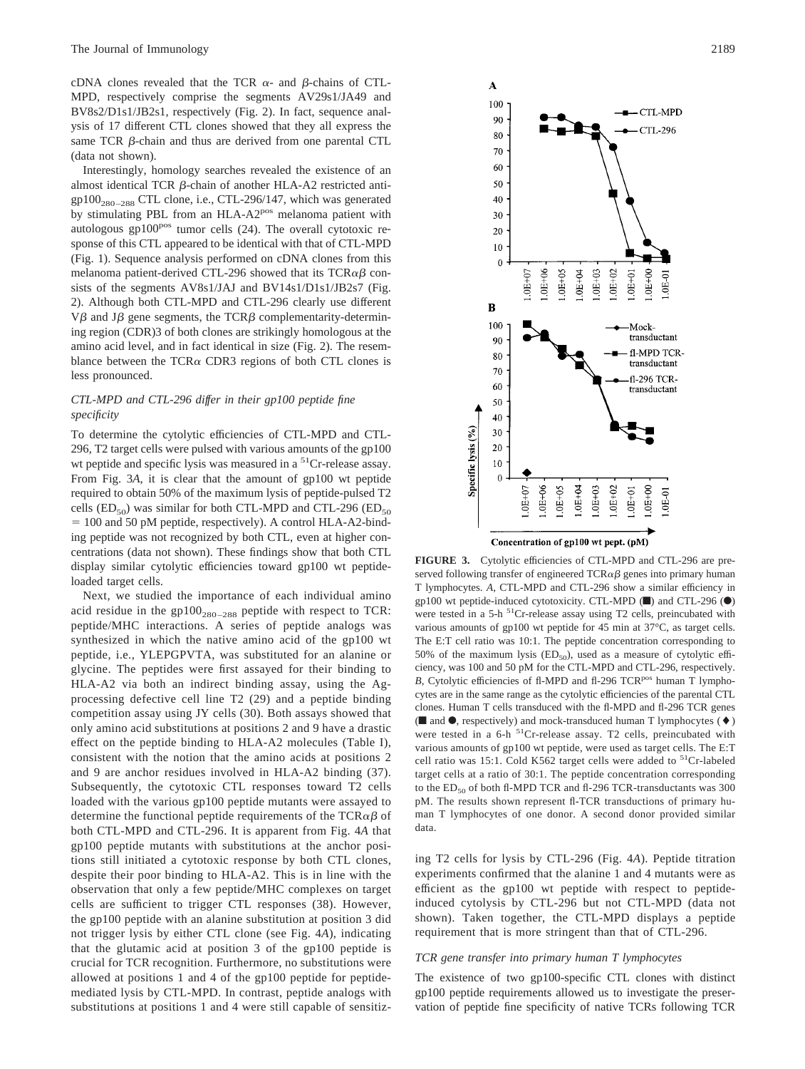cDNA clones revealed that the TCR α- and β-chains of CTL-MPD, respectively comprise the segments AV29s1/JA49 and BV8s2/D1s1/JB2s1, respectively (Fig. 2). In fact, sequence analysis of 17 different CTL clones showed that they all express the same TCR β-chain and thus are derived from one parental CTL (data not shown).

Interestingly, homology searches revealed the existence of an almost identical TCR β-chain of another HLA-A2 restricted anti-$gp100_{280-288}$ CTL clone, i.e., CTL-296/147, which was generated by stimulating PBL from an HLA-$A2^{pos}$ melanoma patient with autologous $gp100^{pos}$ tumor cells (24). The overall cytotoxic response of this CTL appeared to be identical with that of CTL-MPD (Fig. 1). Sequence analysis performed on cDNA clones from this melanoma patient-derived CTL-296 showed that its TCRαβ consists of the segments AV8s1/JAJ and BV14s1/D1s1/JB2s7 (Fig. 2). Although both CTL-MPD and CTL-296 clearly use different Vβ and Jβ gene segments, the TCRβ complementarity-determining region (CDR)3 of both clones are strikingly homologous at the amino acid level, and in fact identical in size (Fig. 2). The resemblance between the TCRα CDR3 regions of both CTL clones is less pronounced.

### *CTL-MPD and CTL-296 differ in their gp100 peptide fine specificity*

To determine the cytolytic efficiencies of CTL-MPD and CTL-296, T2 target cells were pulsed with various amounts of the gp100 wt peptide and specific lysis was measured in a $^{51}$Cr-release assay. From Fig. 3*A*, it is clear that the amount of gp100 wt peptide required to obtain 50% of the maximum lysis of peptide-pulsed T2 cells ($ED_{50}$) was similar for both CTL-MPD and CTL-296 ($ED_{50}$ = 100 and 50 pM peptide, respectively). A control HLA-A2-binding peptide was not recognized by both CTL, even at higher concentrations (data not shown). These findings show that both CTL display similar cytolytic efficiencies toward gp100 wt peptide-loaded target cells.

Next, we studied the importance of each individual amino acid residue in the $gp100_{280-288}$ peptide with respect to TCR: peptide/MHC interactions. A series of peptide analogs was synthesized in which the native amino acid of the gp100 wt peptide, i.e., YLEPGPVTA, was substituted for an alanine or glycine. The peptides were first assayed for their binding to HLA-A2 via both an indirect binding assay, using the Ag-processing defective cell line T2 (29) and a peptide binding competition assay using JY cells (30). Both assays showed that only amino acid substitutions at positions 2 and 9 have a drastic effect on the peptide binding to HLA-A2 molecules (Table I), consistent with the notion that the amino acids at positions 2 and 9 are anchor residues involved in HLA-A2 binding (37). Subsequently, the cytotoxic CTL responses toward T2 cells loaded with the various gp100 peptide mutants were assayed to determine the functional peptide requirements of the TCRαβ of both CTL-MPD and CTL-296. It is apparent from Fig. 4*A* that gp100 peptide mutants with substitutions at the anchor positions still initiated a cytotoxic response by both CTL clones, despite their poor binding to HLA-A2. This is in line with the observation that only a few peptide/MHC complexes on target cells are sufficient to trigger CTL responses (38). However, the gp100 peptide with an alanine substitution at position 3 did not trigger lysis by either CTL clone (see Fig. 4*A*), indicating that the glutamic acid at position 3 of the gp100 peptide is crucial for TCR recognition. Furthermore, no substitutions were allowed at positions 1 and 4 of the gp100 peptide for peptide-mediated lysis by CTL-MPD. In contrast, peptide analogs with substitutions at positions 1 and 4 were still capable of sensitizing T2 cells for lysis by CTL-296 (Fig. 4*A*). Peptide titration experiments confirmed that the alanine 1 and 4 mutants were as efficient as the gp100 wt peptide with respect to peptide-induced cytolysis by CTL-296 but not CTL-MPD (data not shown). Taken together, the CTL-MPD displays a peptide requirement that is more stringent than that of CTL-296.

**FIGURE 3.** Cytolytic efficiencies of CTL-MPD and CTL-296 are preserved following transfer of engineered TCRαβ genes into primary human T lymphocytes. *A*, CTL-MPD and CTL-296 show a similar efficiency in gp100 wt peptide-induced cytotoxicity. CTL-MPD (■) and CTL-296 (●) were tested in a 5-h $^{51}$Cr-release assay using T2 cells, preincubated with various amounts of gp100 wt peptide for 45 min at 37°C, as target cells. The E:T cell ratio was 10:1. The peptide concentration corresponding to 50% of the maximum lysis ($ED_{50}$), used as a measure of cytolytic efficiency, was 100 and 50 pM for the CTL-MPD and CTL-296, respectively. *B*, Cytolytic efficiencies of fl-MPD and fl-296 $TCR^{pos}$ human T lymphocytes are in the same range as the cytolytic efficiencies of the parental CTL clones. Human T cells transduced with the fl-MPD and fl-296 TCR genes (■ and ●, respectively) and mock-transduced human T lymphocytes (♦) were tested in a 6-h $^{51}$Cr-release assay. T2 cells, preincubated with various amounts of gp100 wt peptide, were used as target cells. The E:T cell ratio was 15:1. Cold K562 target cells were added to $^{51}$Cr-labeled target cells at a ratio of 30:1. The peptide concentration corresponding to the $ED_{50}$ of both fl-MPD TCR and fl-296 TCR-transductants was 300 pM. The results shown represent fl-TCR transductions of primary human T lymphocytes of one donor. A second donor provided similar data.

### *TCR gene transfer into primary human T lymphocytes*

The existence of two gp100-specific CTL clones with distinct gp100 peptide requirements allowed us to investigate the preservation of peptide fine specificity of native TCRs following TCR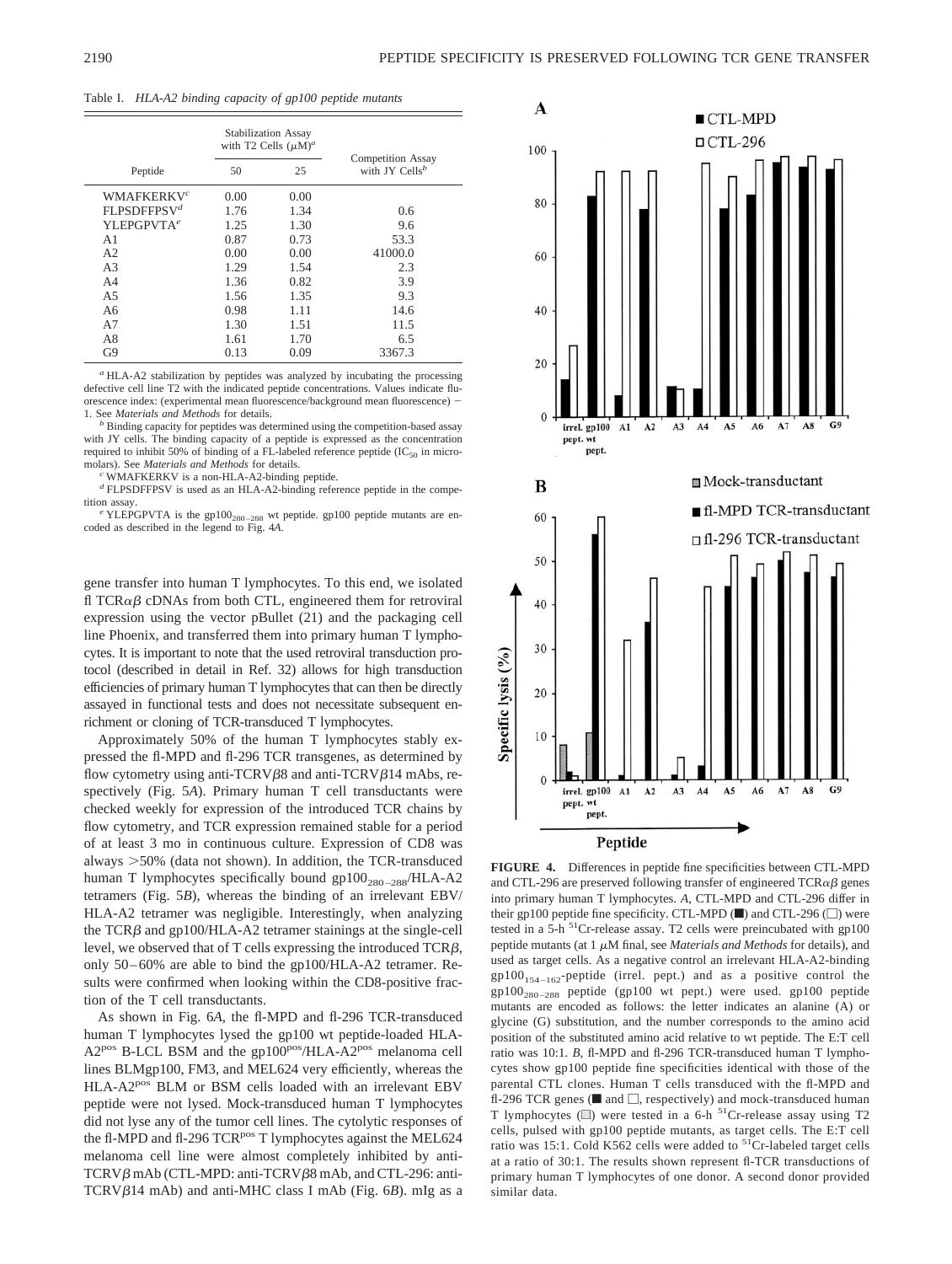Table I. *HLA-A2 binding capacity of gp100 peptide mutants*

| Peptide | Stabilization Assay with T2 Cells (μM)[a] | | Competition Assay with JY Cells[b] |
|---|---|---|---|
| | 50 | 25 | |
| WMAFKERKV[c] | 0.00 | 0.00 | |
| FLPSDFFPSV[d] | 1.76 | 1.34 | 0.6 |
| YLEPGPVTA[e] | 1.25 | 1.30 | 9.6 |
| A1 | 0.87 | 0.73 | 53.3 |
| A2 | 0.00 | 0.00 | 41000.0 |
| A3 | 1.29 | 1.54 | 2.3 |
| A4 | 1.36 | 0.82 | 3.9 |
| A5 | 1.56 | 1.35 | 9.3 |
| A6 | 0.98 | 1.11 | 14.6 |
| A7 | 1.30 | 1.51 | 11.5 |
| A8 | 1.61 | 1.70 | 6.5 |
| G9 | 0.13 | 0.09 | 3367.3 |

[a] HLA-A2 stabilization by peptides was analyzed by incubating the processing defective cell line T2 with the indicated peptide concentrations. Values indicate fluorescence index: (experimental mean fluorescence/background mean fluorescence) − 1. See *Materials and Methods* for details.

[b] Binding capacity for peptides was determined using the competition-based assay with JY cells. The binding capacity of a peptide is expressed as the concentration required to inhibit 50% of binding of a FL-labeled reference peptide ($IC_{50}$ in micromolars). See *Materials and Methods* for details.

[c] WMAFKERKV is a non-HLA-A2-binding peptide.

[d] FLPSDFFPSV is used as an HLA-A2-binding reference peptide in the competition assay.

[e] YLEPGPVTA is the $gp100_{280-288}$ wt peptide. gp100 peptide mutants are encoded as described in the legend to Fig. 4*A*.

gene transfer into human T lymphocytes. To this end, we isolated fl TCRαβ cDNAs from both CTL, engineered them for retroviral expression using the vector pBullet (21) and the packaging cell line Phoenix, and transferred them into primary human T lymphocytes. It is important to note that the used retroviral transduction protocol (described in detail in Ref. 32) allows for high transduction efficiencies of primary human T lymphocytes that can then be directly assayed in functional tests and does not necessitate subsequent enrichment or cloning of TCR-transduced T lymphocytes.

Approximately 50% of the human T lymphocytes stably expressed the fl-MPD and fl-296 TCR transgenes, as determined by flow cytometry using anti-TCRVβ8 and anti-TCRVβ14 mAbs, respectively (Fig. 5*A*). Primary human T cell transductants were checked weekly for expression of the introduced TCR chains by flow cytometry, and TCR expression remained stable for a period of at least 3 mo in continuous culture. Expression of CD8 was always >50% (data not shown). In addition, the TCR-transduced human T lymphocytes specifically bound $gp100_{280-288}$/HLA-A2 tetramers (Fig. 5*B*), whereas the binding of an irrelevant EBV/HLA-A2 tetramer was negligible. Interestingly, when analyzing the TCRβ and gp100/HLA-A2 tetramer stainings at the single-cell level, we observed that of T cells expressing the introduced TCRβ, only 50–60% are able to bind the gp100/HLA-A2 tetramer. Results were confirmed when looking within the CD8-positive fraction of the T cell transductants.

As shown in Fig. 6*A*, the fl-MPD and fl-296 TCR-transduced human T lymphocytes lysed the gp100 wt peptide-loaded HLA-A2[pos] B-LCL BSM and the gp100[pos]/HLA-A2[pos] melanoma cell lines BLMgp100, FM3, and MEL624 very efficiently, whereas the HLA-A2[pos] BLM or BSM cells loaded with an irrelevant EBV peptide were not lysed. Mock-transduced human T lymphocytes did not lyse any of the tumor cell lines. The cytolytic responses of the fl-MPD and fl-296 TCR[pos] T lymphocytes against the MEL624 melanoma cell line were almost completely inhibited by anti-TCRVβ mAb (CTL-MPD: anti-TCRVβ8 mAb, and CTL-296: anti-TCRVβ14 mAb) and anti-MHC class I mAb (Fig. 6*B*). mIg as a

**FIGURE 4.** Differences in peptide fine specificities between CTL-MPD and CTL-296 are preserved following transfer of engineered TCRαβ genes into primary human T lymphocytes. *A*, CTL-MPD and CTL-296 differ in their gp100 peptide fine specificity. CTL-MPD (■) and CTL-296 (□) were tested in a 5-h $^{51}Cr$-release assay. T2 cells were preincubated with gp100 peptide mutants (at 1 μM final, see *Materials and Methods* for details), and used as target cells. As a negative control an irrelevant HLA-A2-binding $gp100_{154-162}$-peptide (irrel. pept.) and as a positive control the $gp100_{280-288}$ peptide (gp100 wt pept.) were used. gp100 peptide mutants are encoded as follows: the letter indicates an alanine (A) or glycine (G) substitution, and the number corresponds to the amino acid position of the substituted amino acid relative to wt peptide. The E:T cell ratio was 10:1. *B*, fl-MPD and fl-296 TCR-transduced human T lymphocytes show gp100 peptide fine specificities identical with those of the parental CTL clones. Human T cells transduced with the fl-MPD and fl-296 TCR genes (■ and □, respectively) and mock-transduced human T lymphocytes (▨) were tested in a 6-h $^{51}Cr$-release assay using T2 cells, pulsed with gp100 peptide mutants, as target cells. The E:T cell ratio was 15:1. Cold K562 cells were added to $^{51}Cr$-labeled target cells at a ratio of 30:1. The results shown represent fl-TCR transductions of primary human T lymphocytes of one donor. A second donor provided similar data.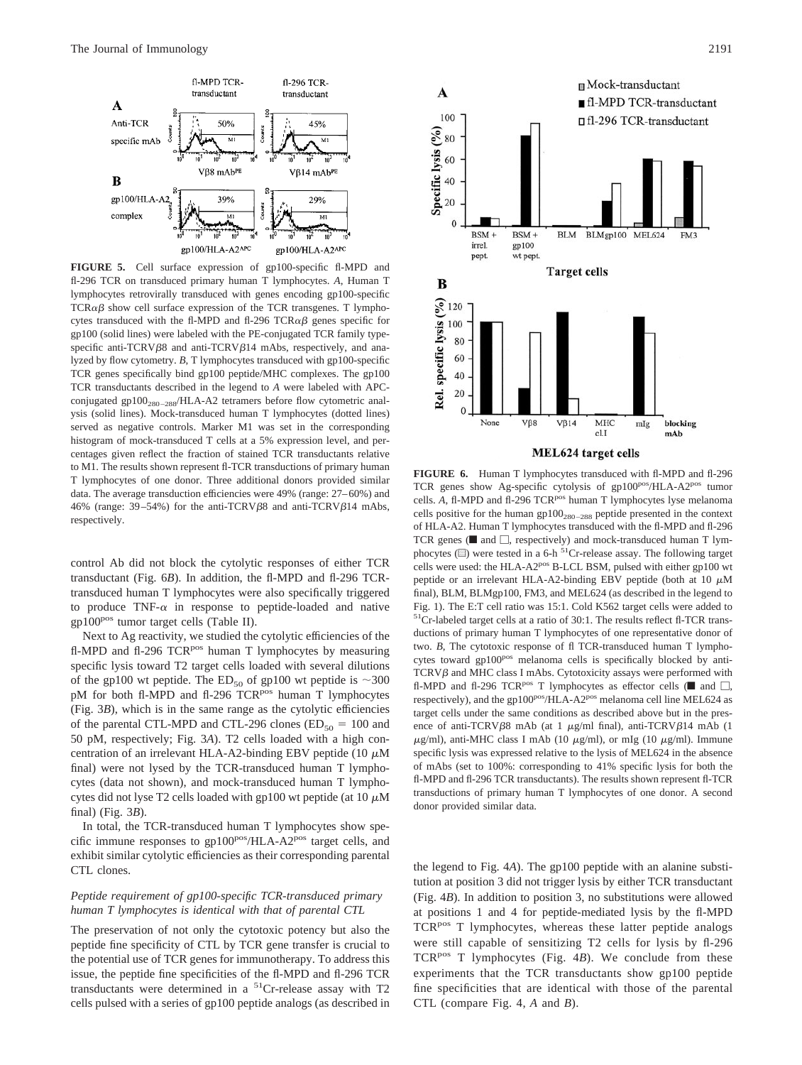**FIGURE 5.** Cell surface expression of gp100-specific fl-MPD and fl-296 TCR on transduced primary human T lymphocytes. *A*, Human T lymphocytes retrovirally transduced with genes encoding gp100-specific TCR$\alpha\beta$ show cell surface expression of the TCR transgenes. T lymphocytes transduced with the fl-MPD and fl-296 TCR$\alpha\beta$ genes specific for gp100 (solid lines) were labeled with the PE-conjugated TCR family type-specific anti-TCRV$\beta$8 and anti-TCRV$\beta$14 mAbs, respectively, and analyzed by flow cytometry. *B*, T lymphocytes transduced with gp100-specific TCR genes specifically bind gp100 peptide/MHC complexes. The gp100 TCR transductants described in the legend to *A* were labeled with APC-conjugated gp100$_{280-288}$/HLA-A2 tetramers before flow cytometric analysis (solid lines). Mock-transduced human T lymphocytes (dotted lines) served as negative controls. Marker M1 was set in the corresponding histogram of mock-transduced T cells at a 5% expression level, and percentages given reflect the fraction of stained TCR transductants relative to M1. The results shown represent fl-TCR transductions of primary human T lymphocytes of one donor. Three additional donors provided similar data. The average transduction efficiencies were 49% (range: 27–60%) and 46% (range: 39–54%) for the anti-TCRV$\beta$8 and anti-TCRV$\beta$14 mAbs, respectively.

control Ab did not block the cytolytic responses of either TCR transductant (Fig. 6*B*). In addition, the fl-MPD and fl-296 TCR-transduced human T lymphocytes were also specifically triggered to produce TNF-$\alpha$ in response to peptide-loaded and native gp100$^{pos}$ tumor target cells (Table II).

Next to Ag reactivity, we studied the cytolytic efficiencies of the fl-MPD and fl-296 TCR$^{pos}$ human T lymphocytes by measuring specific lysis toward T2 target cells loaded with several dilutions of the gp100 wt peptide. The ED$_{50}$ of gp100 wt peptide is ~300 pM for both fl-MPD and fl-296 TCR$^{pos}$ human T lymphocytes (Fig. 3*B*), which is in the same range as the cytolytic efficiencies of the parental CTL-MPD and CTL-296 clones (ED$_{50}$ = 100 and 50 pM, respectively; Fig. 3*A*). T2 cells loaded with a high concentration of an irrelevant HLA-A2-binding EBV peptide (10 $\mu$M final) were not lysed by the TCR-transduced human T lymphocytes (data not shown), and mock-transduced human T lymphocytes did not lyse T2 cells loaded with gp100 wt peptide (at 10 $\mu$M final) (Fig. 3*B*).

In total, the TCR-transduced human T lymphocytes show specific immune responses to gp100$^{pos}$/HLA-A2$^{pos}$ target cells, and exhibit similar cytolytic efficiencies as their corresponding parental CTL clones.

### *Peptide requirement of gp100-specific TCR-transduced primary human T lymphocytes is identical with that of parental CTL*

The preservation of not only the cytotoxic potency but also the peptide fine specificity of CTL by TCR gene transfer is crucial to the potential use of TCR genes for immunotherapy. To address this issue, the peptide fine specificities of the fl-MPD and fl-296 TCR transductants were determined in a $^{51}$Cr-release assay with T2 cells pulsed with a series of gp100 peptide analogs (as described in the legend to Fig. 4*A*). The gp100 peptide with an alanine substitution at position 3 did not trigger lysis by either TCR transductant (Fig. 4*B*). In addition to position 3, no substitutions were allowed at positions 1 and 4 for peptide-mediated lysis by the fl-MPD TCR$^{pos}$ T lymphocytes, whereas these latter peptide analogs were still capable of sensitizing T2 cells for lysis by fl-296 TCR$^{pos}$ T lymphocytes (Fig. 4*B*). We conclude from these experiments that the TCR transductants show gp100 peptide fine specificities that are identical with those of the parental CTL (compare Fig. 4, *A* and *B*).

**FIGURE 6.** Human T lymphocytes transduced with fl-MPD and fl-296 TCR genes show Ag-specific cytolysis of gp100$^{pos}$/HLA-A2$^{pos}$ tumor cells. *A*, fl-MPD and fl-296 TCR$^{pos}$ human T lymphocytes lyse melanoma cells positive for the human gp100$_{280-288}$ peptide presented in the context of HLA-A2. Human T lymphocytes transduced with the fl-MPD and fl-296 TCR genes (■ and □, respectively) and mock-transduced human T lymphocytes (▨) were tested in a 6-h $^{51}$Cr-release assay. The following target cells were used: the HLA-A2$^{pos}$ B-LCL BSM, pulsed with either gp100 wt peptide or an irrelevant HLA-A2-binding EBV peptide (both at 10 $\mu$M final), BLM, BLMgp100, FM3, and MEL624 (as described in the legend to Fig. 1). The E:T cell ratio was 15:1. Cold K562 target cells were added to $^{51}$Cr-labeled target cells at a ratio of 30:1. The results reflect fl-TCR transductions of primary human T lymphocytes of one representative donor of two. *B*, The cytotoxic response of fl TCR-transduced human T lymphocytes toward gp100$^{pos}$ melanoma cells is specifically blocked by anti-TCRV$\beta$ and MHC class I mAbs. Cytotoxicity assays were performed with fl-MPD and fl-296 TCR$^{pos}$ T lymphocytes as effector cells (■ and □, respectively), and the gp100$^{pos}$/HLA-A2$^{pos}$ melanoma cell line MEL624 as target cells under the same conditions as described above but in the presence of anti-TCRV$\beta$8 mAb (at 1 $\mu$g/ml final), anti-TCRV$\beta$14 mAb (1 $\mu$g/ml), anti-MHC class I mAb (10 $\mu$g/ml), or mIg (10 $\mu$g/ml). Immune specific lysis was expressed relative to the lysis of MEL624 in the absence of mAbs (set to 100%: corresponding to 41% specific lysis for both the fl-MPD and fl-296 TCR transductants). The results shown represent fl-TCR transductions of primary human T lymphocytes of one donor. A second donor provided similar data.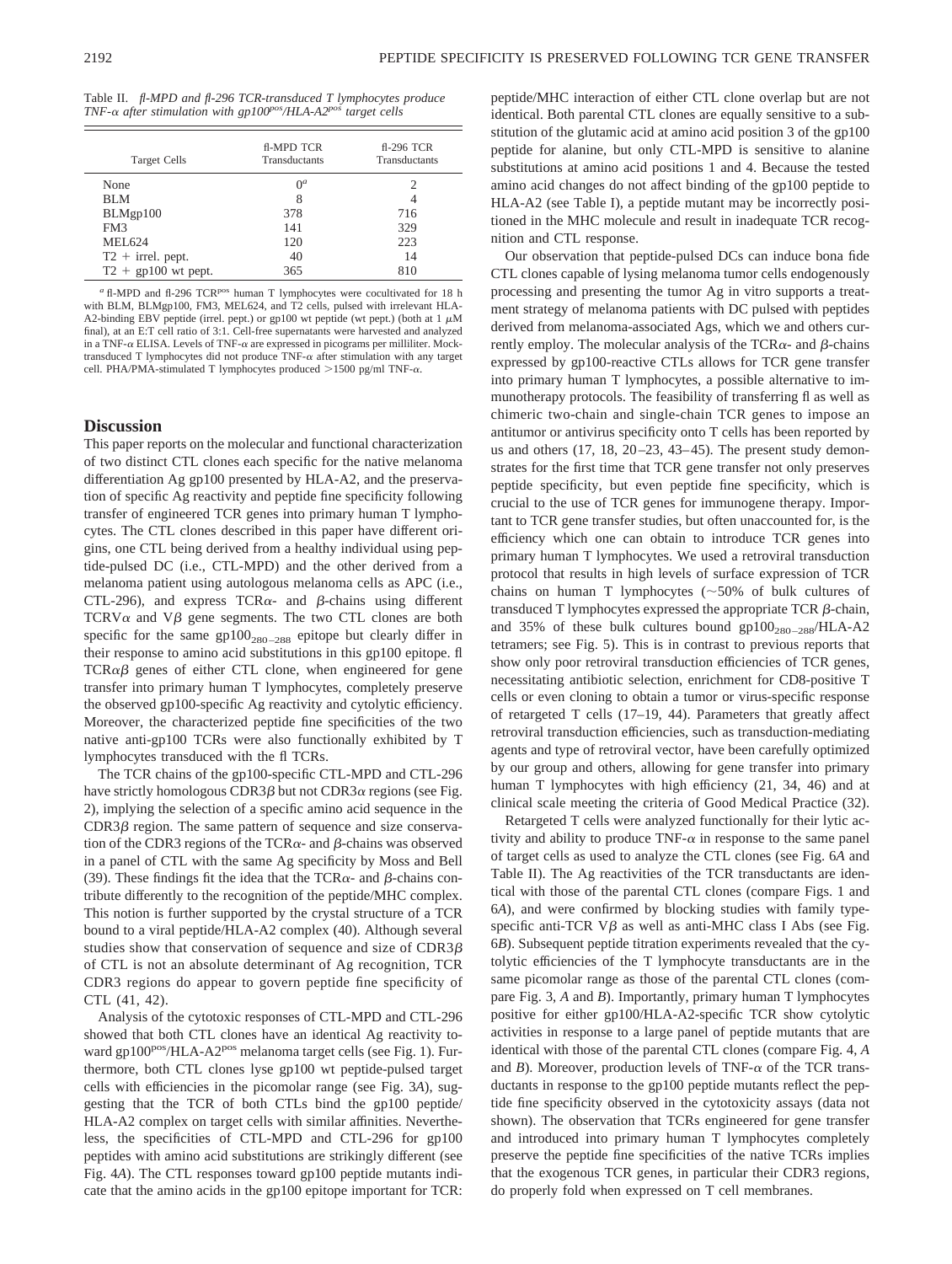Table II. *fl-MPD and fl-296 TCR-transduced T lymphocytes produce TNF-α after stimulation with gp100[pos]/HLA-A2[pos] target cells*

| Target Cells | fl-MPD TCR Transductants | fl-296 TCR Transductants |
|---|---|---|
| None | 0[a] | 2 |
| BLM | 8 | 4 |
| BLMgp100 | 378 | 716 |
| FM3 | 141 | 329 |
| MEL624 | 120 | 223 |
| T2 + irrel. pept. | 40 | 14 |
| T2 + gp100 wt pept. | 365 | 810 |

[a] fl-MPD and fl-296 TCR[pos] human T lymphocytes were cocultivated for 18 h with BLM, BLMgp100, FM3, MEL624, and T2 cells, pulsed with irrelevant HLA-A2-binding EBV peptide (irrel. pept.) or gp100 wt peptide (wt pept.) (both at 1 μM final), at an E:T cell ratio of 3:1. Cell-free supernatants were harvested and analyzed in a TNF-α ELISA. Levels of TNF-α are expressed in picograms per milliliter. Mock-transduced T lymphocytes did not produce TNF-α after stimulation with any target cell. PHA/PMA-stimulated T lymphocytes produced >1500 pg/ml TNF-α.

## Discussion

This paper reports on the molecular and functional characterization of two distinct CTL clones each specific for the native melanoma differentiation Ag gp100 presented by HLA-A2, and the preservation of specific Ag reactivity and peptide fine specificity following transfer of engineered TCR genes into primary human T lymphocytes. The CTL clones described in this paper have different origins, one CTL being derived from a healthy individual using peptide-pulsed DC (i.e., CTL-MPD) and the other derived from a melanoma patient using autologous melanoma cells as APC (i.e., CTL-296), and express TCRα- and β-chains using different TCRVα and Vβ gene segments. The two CTL clones are both specific for the same $gp100_{280-288}$ epitope but clearly differ in their response to amino acid substitutions in this gp100 epitope. fl TCRαβ genes of either CTL clone, when engineered for gene transfer into primary human T lymphocytes, completely preserve the observed gp100-specific Ag reactivity and cytolytic efficiency. Moreover, the characterized peptide fine specificities of the two native anti-gp100 TCRs were also functionally exhibited by T lymphocytes transduced with the fl TCRs.

The TCR chains of the gp100-specific CTL-MPD and CTL-296 have strictly homologous CDR3β but not CDR3α regions (see Fig. 2), implying the selection of a specific amino acid sequence in the CDR3β region. The same pattern of sequence and size conservation of the CDR3 regions of the TCRα- and β-chains was observed in a panel of CTL with the same Ag specificity by Moss and Bell (39). These findings fit the idea that the TCRα- and β-chains contribute differently to the recognition of the peptide/MHC complex. This notion is further supported by the crystal structure of a TCR bound to a viral peptide/HLA-A2 complex (40). Although several studies show that conservation of sequence and size of CDR3β of CTL is not an absolute determinant of Ag recognition, TCR CDR3 regions do appear to govern peptide fine specificity of CTL (41, 42).

Analysis of the cytotoxic responses of CTL-MPD and CTL-296 showed that both CTL clones have an identical Ag reactivity toward gp100[pos]/HLA-A2[pos] melanoma target cells (see Fig. 1). Furthermore, both CTL clones lyse gp100 wt peptide-pulsed target cells with efficiencies in the picomolar range (see Fig. 3*A*), suggesting that the TCR of both CTLs bind the gp100 peptide/HLA-A2 complex on target cells with similar affinities. Nevertheless, the specificities of CTL-MPD and CTL-296 for gp100 peptides with amino acid substitutions are strikingly different (see Fig. 4*A*). The CTL responses toward gp100 peptide mutants indicate that the amino acids in the gp100 epitope important for TCR:peptide/MHC interaction of either CTL clone overlap but are not identical. Both parental CTL clones are equally sensitive to a substitution of the glutamic acid at amino acid position 3 of the gp100 peptide for alanine, but only CTL-MPD is sensitive to alanine substitutions at amino acid positions 1 and 4. Because the tested amino acid changes do not affect binding of the gp100 peptide to HLA-A2 (see Table I), a peptide mutant may be incorrectly positioned in the MHC molecule and result in inadequate TCR recognition and CTL response.

Our observation that peptide-pulsed DCs can induce bona fide CTL clones capable of lysing melanoma tumor cells endogenously processing and presenting the tumor Ag in vitro supports a treatment strategy of melanoma patients with DC pulsed with peptides derived from melanoma-associated Ags, which we and others currently employ. The molecular analysis of the TCRα- and β-chains expressed by gp100-reactive CTLs allows for TCR gene transfer into primary human T lymphocytes, a possible alternative to immunotherapy protocols. The feasibility of transferring fl as well as chimeric two-chain and single-chain TCR genes to impose an antitumor or antivirus specificity onto T cells has been reported by us and others (17, 18, 20–23, 43–45). The present study demonstrates for the first time that TCR gene transfer not only preserves peptide specificity, but even peptide fine specificity, which is crucial to the use of TCR genes for immunogene therapy. Important to TCR gene transfer studies, but often unaccounted for, is the efficiency which one can obtain to introduce TCR genes into primary human T lymphocytes. We used a retroviral transduction protocol that results in high levels of surface expression of TCR chains on human T lymphocytes (~50% of bulk cultures of transduced T lymphocytes expressed the appropriate TCR β-chain, and 35% of these bulk cultures bound $gp100_{280-288}$/HLA-A2 tetramers; see Fig. 5). This is in contrast to previous reports that show only poor retroviral transduction efficiencies of TCR genes, necessitating antibiotic selection, enrichment for CD8-positive T cells or even cloning to obtain a tumor or virus-specific response of retargeted T cells (17–19, 44). Parameters that greatly affect retroviral transduction efficiencies, such as transduction-mediating agents and type of retroviral vector, have been carefully optimized by our group and others, allowing for gene transfer into primary human T lymphocytes with high efficiency (21, 34, 46) and at clinical scale meeting the criteria of Good Medical Practice (32).

Retargeted T cells were analyzed functionally for their lytic activity and ability to produce TNF-α in response to the same panel of target cells as used to analyze the CTL clones (see Fig. 6*A* and Table II). The Ag reactivities of the TCR transductants are identical with those of the parental CTL clones (compare Figs. 1 and 6*A*), and were confirmed by blocking studies with family type-specific anti-TCR Vβ as well as anti-MHC class I Abs (see Fig. 6*B*). Subsequent peptide titration experiments revealed that the cytolytic efficiencies of the T lymphocyte transductants are in the same picomolar range as those of the parental CTL clones (compare Fig. 3, *A* and *B*). Importantly, primary human T lymphocytes positive for either gp100/HLA-A2-specific TCR show cytolytic activities in response to a large panel of peptide mutants that are identical with those of the parental CTL clones (compare Fig. 4, *A* and *B*). Moreover, production levels of TNF-α of the TCR transductants in response to the gp100 peptide mutants reflect the peptide fine specificity observed in the cytotoxicity assays (data not shown). The observation that TCRs engineered for gene transfer and introduced into primary human T lymphocytes completely preserve the peptide fine specificities of the native TCRs implies that the exogenous TCR genes, in particular their CDR3 regions, do properly fold when expressed on T cell membranes.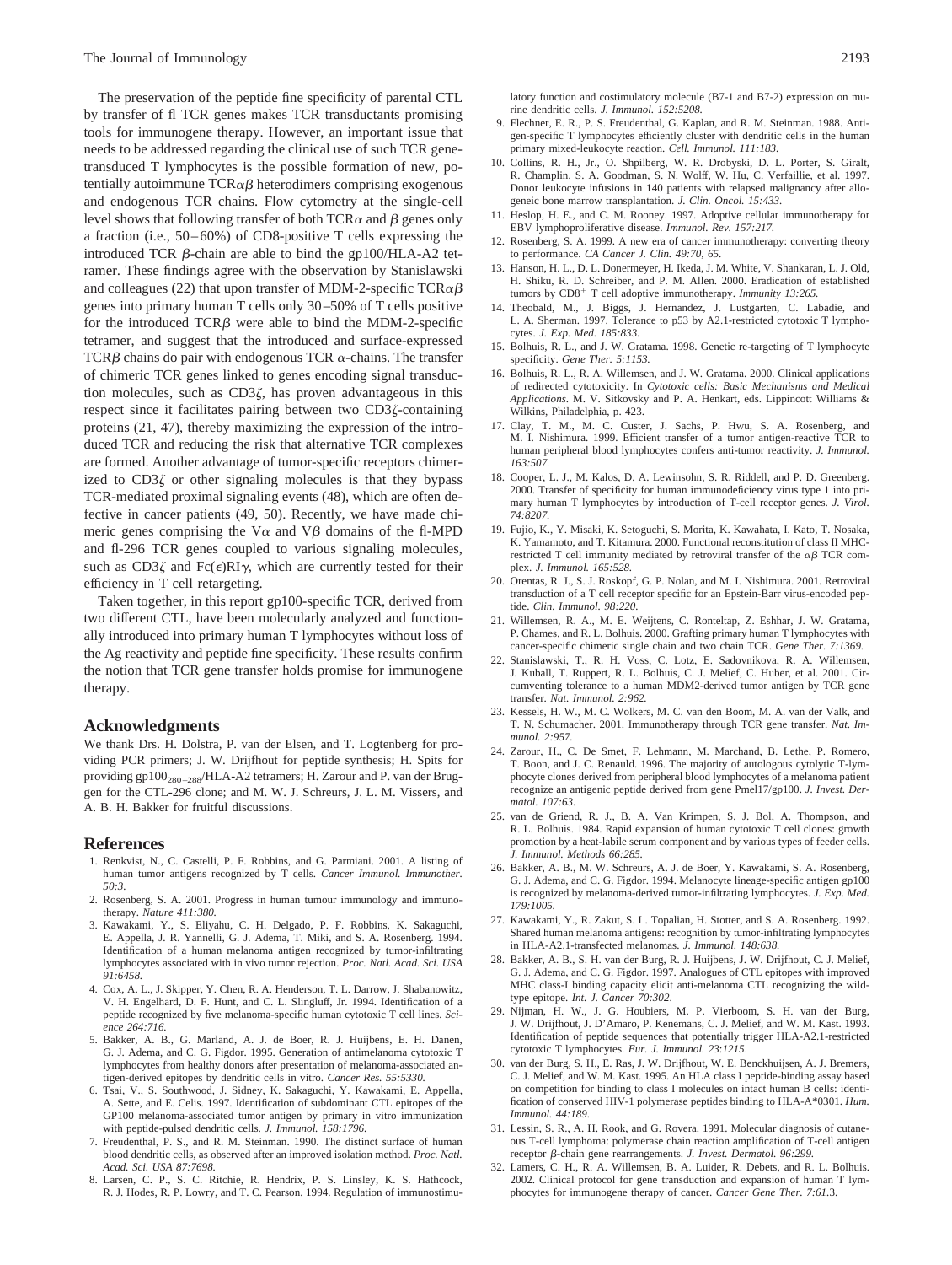The preservation of the peptide fine specificity of parental CTL by transfer of fl TCR genes makes TCR transductants promising tools for immunogene therapy. However, an important issue that needs to be addressed regarding the clinical use of such TCR gene-transduced T lymphocytes is the possible formation of new, potentially autoimmune TCR$\alpha\beta$ heterodimers comprising exogenous and endogenous TCR chains. Flow cytometry at the single-cell level shows that following transfer of both TCR$\alpha$ and $\beta$ genes only a fraction (i.e., 50–60%) of CD8-positive T cells expressing the introduced TCR $\beta$-chain are able to bind the gp100/HLA-A2 tetramer. These findings agree with the observation by Stanislawski and colleagues (22) that upon transfer of MDM-2-specific TCR$\alpha\beta$ genes into primary human T cells only 30–50% of T cells positive for the introduced TCR$\beta$ were able to bind the MDM-2-specific tetramer, and suggest that the introduced and surface-expressed TCR$\beta$ chains do pair with endogenous TCR $\alpha$-chains. The transfer of chimeric TCR genes linked to genes encoding signal transduction molecules, such as CD3$\zeta$, has proven advantageous in this respect since it facilitates pairing between two CD3$\zeta$-containing proteins (21, 47), thereby maximizing the expression of the introduced TCR and reducing the risk that alternative TCR complexes are formed. Another advantage of tumor-specific receptors chimerized to CD3$\zeta$ or other signaling molecules is that they bypass TCR-mediated proximal signaling events (48), which are often defective in cancer patients (49, 50). Recently, we have made chimeric genes comprising the V$\alpha$ and V$\beta$ domains of the fl-MPD and fl-296 TCR genes coupled to various signaling molecules, such as CD3$\zeta$ and Fc($\epsilon$)RI$\gamma$, which are currently tested for their efficiency in T cell retargeting.

Taken together, in this report gp100-specific TCR, derived from two different CTL, have been molecularly analyzed and functionally introduced into primary human T lymphocytes without loss of the Ag reactivity and peptide fine specificity. These results confirm the notion that TCR gene transfer holds promise for immunogene therapy.

## Acknowledgments

We thank Drs. H. Dolstra, P. van der Elsen, and T. Logtenberg for providing PCR primers; J. W. Drijfhout for peptide synthesis; H. Spits for providing gp100$_{280-288}$/HLA-A2 tetramers; H. Zarour and P. van der Bruggen for the CTL-296 clone; and M. W. J. Schreurs, J. L. M. Vissers, and A. B. H. Bakker for fruitful discussions.

## References

1. Renkvist, N., C. Castelli, P. F. Robbins, and G. Parmiani. 2001. A listing of human tumor antigens recognized by T cells. *Cancer Immunol. Immunother. 50:3.*
2. Rosenberg, S. A. 2001. Progress in human tumour immunology and immunotherapy. *Nature 411:380.*
3. Kawakami, Y., S. Eliyahu, C. H. Delgado, P. F. Robbins, K. Sakaguchi, E. Appella, J. R. Yannelli, G. J. Adema, T. Miki, and S. A. Rosenberg. 1994. Identification of a human melanoma antigen recognized by tumor-infiltrating lymphocytes associated with in vivo tumor rejection. *Proc. Natl. Acad. Sci. USA 91:6458.*
4. Cox, A. L., J. Skipper, Y. Chen, R. A. Henderson, T. L. Darrow, J. Shabanowitz, V. H. Engelhard, D. F. Hunt, and C. L. Slingluff, Jr. 1994. Identification of a peptide recognized by five melanoma-specific human cytotoxic T cell lines. *Science 264:716.*
5. Bakker, A. B., G. Marland, A. J. de Boer, R. J. Huijbens, E. H. Danen, G. J. Adema, and C. G. Figdor. 1995. Generation of antimelanoma cytotoxic T lymphocytes from healthy donors after presentation of melanoma-associated antigen-derived epitopes by dendritic cells in vitro. *Cancer Res. 55:5330.*
6. Tsai, V., S. Southwood, J. Sidney, K. Sakaguchi, Y. Kawakami, E. Appella, A. Sette, and E. Celis. 1997. Identification of subdominant CTL epitopes of the GP100 melanoma-associated tumor antigen by primary in vitro immunization with peptide-pulsed dendritic cells. *J. Immunol. 158:1796.*
7. Freudenthal, P. S., and R. M. Steinman. 1990. The distinct surface of human blood dendritic cells, as observed after an improved isolation method. *Proc. Natl. Acad. Sci. USA 87:7698.*
8. Larsen, C. P., S. C. Ritchie, R. Hendrix, P. S. Linsley, K. S. Hathcock, R. J. Hodes, R. P. Lowry, and T. C. Pearson. 1994. Regulation of immunostimulatory function and costimulatory molecule (B7-1 and B7-2) expression on murine dendritic cells. *J. Immunol. 152:5208.*
9. Flechner, E. R., P. S. Freudenthal, G. Kaplan, and R. M. Steinman. 1988. Antigen-specific T lymphocytes efficiently cluster with dendritic cells in the human primary mixed-leukocyte reaction. *Cell. Immunol. 111:183.*
10. Collins, R. H., Jr., O. Shpilberg, W. R. Drobyski, D. L. Porter, S. Giralt, R. Champlin, S. A. Goodman, S. N. Wolff, W. Hu, C. Verfaillie, et al. 1997. Donor leukocyte infusions in 140 patients with relapsed malignancy after allogeneic bone marrow transplantation. *J. Clin. Oncol. 15:433.*
11. Heslop, H. E., and C. M. Rooney. 1997. Adoptive cellular immunotherapy for EBV lymphoproliferative disease. *Immunol. Rev. 157:217.*
12. Rosenberg, S. A. 1999. A new era of cancer immunotherapy: converting theory to performance. *CA Cancer J. Clin. 49:70, 65.*
13. Hanson, H. L., D. L. Donermeyer, H. Ikeda, J. M. White, V. Shankaran, L. J. Old, H. Shiku, R. D. Schreiber, and P. M. Allen. 2000. Eradication of established tumors by CD8$^+$ T cell adoptive immunotherapy. *Immunity 13:265.*
14. Theobald, M., J. Biggs, J. Hernandez, J. Lustgarten, C. Labadie, and L. A. Sherman. 1997. Tolerance to p53 by A2.1-restricted cytotoxic T lymphocytes. *J. Exp. Med. 185:833.*
15. Bolhuis, R. L., and J. W. Gratama. 1998. Genetic re-targeting of T lymphocyte specificity. *Gene Ther. 5:1153.*
16. Bolhuis, R. L., R. A. Willemsen, and J. W. Gratama. 2000. Clinical applications of redirected cytotoxicity. In *Cytotoxic cells: Basic Mechanisms and Medical Applications.* M. V. Sitkovsky and P. A. Henkart, eds. Lippincott Williams & Wilkins, Philadelphia, p. 423.
17. Clay, T. M., M. C. Custer, J. Sachs, P. Hwu, S. A. Rosenberg, and M. I. Nishimura. 1999. Efficient transfer of a tumor antigen-reactive TCR to human peripheral blood lymphocytes confers anti-tumor reactivity. *J. Immunol. 163:507.*
18. Cooper, L. J., M. Kalos, D. A. Lewinsohn, S. R. Riddell, and P. D. Greenberg. 2000. Transfer of specificity for human immunodeficiency virus type 1 into primary human T lymphocytes by introduction of T-cell receptor genes. *J. Virol. 74:8207.*
19. Fujio, K., Y. Misaki, K. Setoguchi, S. Morita, K. Kawahata, I. Kato, T. Nosaka, K. Yamamoto, and T. Kitamura. 2000. Functional reconstitution of class II MHC-restricted T cell immunity mediated by retroviral transfer of the $\alpha\beta$ TCR complex. *J. Immunol. 165:528.*
20. Orentas, R. J., S. J. Roskopf, G. P. Nolan, and M. I. Nishimura. 2001. Retroviral transduction of a T cell receptor specific for an Epstein-Barr virus-encoded peptide. *Clin. Immunol. 98:220.*
21. Willemsen, R. A., M. E. Weijtens, C. Ronteltap, Z. Eshhar, J. W. Gratama, P. Chames, and R. L. Bolhuis. 2000. Grafting primary human T lymphocytes with cancer-specific chimeric single chain and two chain TCR. *Gene Ther. 7:1369.*
22. Stanislawski, T., R. H. Voss, C. Lotz, E. Sadovnikova, R. A. Willemsen, J. Kuball, T. Ruppert, R. L. Bolhuis, C. J. Melief, C. Huber, et al. 2001. Circumventing tolerance to a human MDM2-derived tumor antigen by TCR gene transfer. *Nat. Immunol. 2:962.*
23. Kessels, H. W., M. C. Wolkers, M. C. van den Boom, M. A. van der Valk, and T. N. Schumacher. 2001. Immunotherapy through TCR gene transfer. *Nat. Immunol. 2:957.*
24. Zarour, H., C. De Smet, F. Lehmann, M. Marchand, B. Lethe, P. Romero, T. Boon, and J. C. Renauld. 1996. The majority of autologous cytolytic T-lymphocyte clones derived from peripheral blood lymphocytes of a melanoma patient recognize an antigenic peptide derived from gene Pmel17/gp100. *J. Invest. Dermatol. 107:63.*
25. van de Griend, R. J., B. A. Van Krimpen, S. J. Bol, A. Thompson, and R. L. Bolhuis. 1984. Rapid expansion of human cytotoxic T cell clones: growth promotion by a heat-labile serum component and by various types of feeder cells. *J. Immunol. Methods 66:285.*
26. Bakker, A. B., M. W. Schreurs, A. J. de Boer, Y. Kawakami, S. A. Rosenberg, G. J. Adema, and C. G. Figdor. 1994. Melanocyte lineage-specific antigen gp100 is recognized by melanoma-derived tumor-infiltrating lymphocytes. *J. Exp. Med. 179:1005.*
27. Kawakami, Y., R. Zakut, S. L. Topalian, H. Stotter, and S. A. Rosenberg. 1992. Shared human melanoma antigens: recognition by tumor-infiltrating lymphocytes in HLA-A2.1-transfected melanomas. *J. Immunol. 148:638.*
28. Bakker, A. B., S. H. van der Burg, R. J. Huijbens, J. W. Drijfhout, C. J. Melief, G. J. Adema, and C. G. Figdor. 1997. Analogues of CTL epitopes with improved MHC class-I binding capacity elicit anti-melanoma CTL recognizing the wild-type epitope. *Int. J. Cancer 70:302.*
29. Nijman, H. W., J. G. Houbiers, M. P. Vierboom, S. H. van der Burg, J. W. Drijfhout, J. D'Amaro, P. Kenemans, C. J. Melief, and W. M. Kast. 1993. Identification of peptide sequences that potentially trigger HLA-A2.1-restricted cytotoxic T lymphocytes. *Eur. J. Immunol. 23:1215.*
30. van der Burg, S. H., E. Ras, J. W. Drijfhout, W. E. Benckhuijsen, A. J. Bremers, C. J. Melief, and W. M. Kast. 1995. An HLA class I peptide-binding assay based on competition for binding to class I molecules on intact human B cells: identification of conserved HIV-1 polymerase peptides binding to HLA-A*0301. *Hum. Immunol. 44:189.*
31. Lessin, S. R., A. H. Rook, and G. Rovera. 1991. Molecular diagnosis of cutaneous T-cell lymphoma: polymerase chain reaction amplification of T-cell antigen receptor $\beta$-chain gene rearrangements. *J. Invest. Dermatol. 96:299.*
32. Lamers, C. H., R. A. Willemsen, B. A. Luider, R. Debets, and R. L. Bolhuis. 2002. Clinical protocol for gene transduction and expansion of human T lymphocytes for immunogene therapy of cancer. *Cancer Gene Ther. 7:61.*3.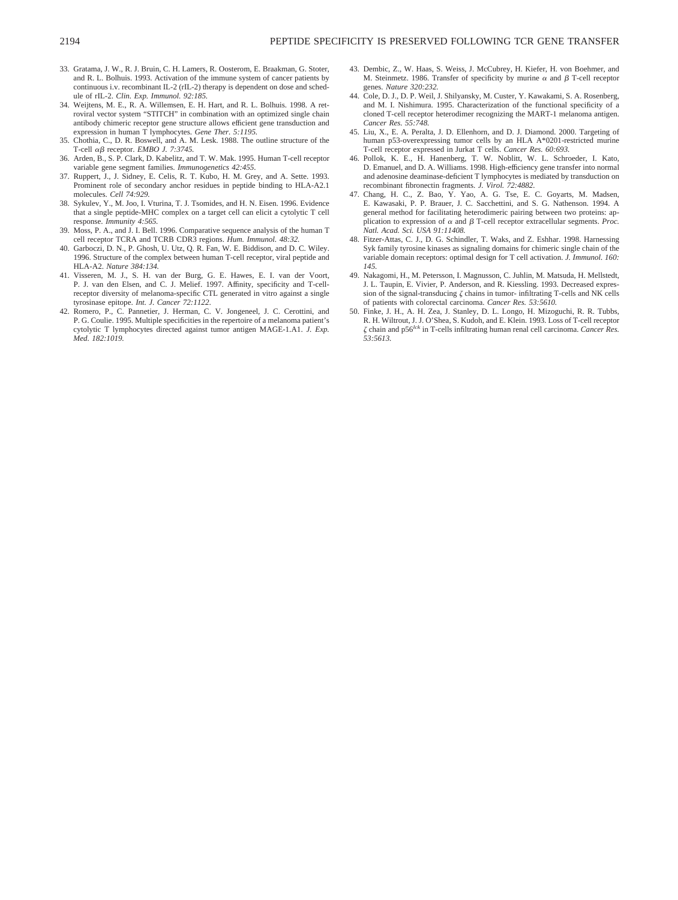33. Gratama, J. W., R. J. Bruin, C. H. Lamers, R. Oosterom, E. Braakman, G. Stoter, and R. L. Bolhuis. 1993. Activation of the immune system of cancer patients by continuous i.v. recombinant IL-2 (rIL-2) therapy is dependent on dose and schedule of rIL-2. *Clin. Exp. Immunol. 92:185.*
34. Weijtens, M. E., R. A. Willemsen, E. H. Hart, and R. L. Bolhuis. 1998. A retroviral vector system "STITCH" in combination with an optimized single chain antibody chimeric receptor gene structure allows efficient gene transduction and expression in human T lymphocytes. *Gene Ther. 5:1195.*
35. Chothia, C., D. R. Boswell, and A. M. Lesk. 1988. The outline structure of the T-cell $\alpha\beta$ receptor. *EMBO J. 7:3745.*
36. Arden, B., S. P. Clark, D. Kabelitz, and T. W. Mak. 1995. Human T-cell receptor variable gene segment families. *Immunogenetics 42:455.*
37. Ruppert, J., J. Sidney, E. Celis, R. T. Kubo, H. M. Grey, and A. Sette. 1993. Prominent role of secondary anchor residues in peptide binding to HLA-A2.1 molecules. *Cell 74:929.*
38. Sykulev, Y., M. Joo, I. Vturina, T. J. Tsomides, and H. N. Eisen. 1996. Evidence that a single peptide-MHC complex on a target cell can elicit a cytolytic T cell response. *Immunity 4:565.*
39. Moss, P. A., and J. I. Bell. 1996. Comparative sequence analysis of the human T cell receptor TCRA and TCRB CDR3 regions. *Hum. Immunol. 48:32.*
40. Garboczi, D. N., P. Ghosh, U. Utz, Q. R. Fan, W. E. Biddison, and D. C. Wiley. 1996. Structure of the complex between human T-cell receptor, viral peptide and HLA-A2. *Nature 384:134.*
41. Visseren, M. J., S. H. van der Burg, G. E. Hawes, E. I. van der Voort, P. J. van den Elsen, and C. J. Melief. 1997. Affinity, specificity and T-cell-receptor diversity of melanoma-specific CTL generated in vitro against a single tyrosinase epitope. *Int. J. Cancer 72:1122.*
42. Romero, P., C. Pannetier, J. Herman, C. V. Jongeneel, J. C. Cerottini, and P. G. Coulie. 1995. Multiple specificities in the repertoire of a melanoma patient's cytolytic T lymphocytes directed against tumor antigen MAGE-1.A1. *J. Exp. Med. 182:1019.*
43. Dembic, Z., W. Haas, S. Weiss, J. McCubrey, H. Kiefer, H. von Boehmer, and M. Steinmetz. 1986. Transfer of specificity by murine $\alpha$ and $\beta$ T-cell receptor genes. *Nature 320:232.*
44. Cole, D. J., D. P. Weil, J. Shilyansky, M. Custer, Y. Kawakami, S. A. Rosenberg, and M. I. Nishimura. 1995. Characterization of the functional specificity of a cloned T-cell receptor heterodimer recognizing the MART-1 melanoma antigen. *Cancer Res. 55:748.*
45. Liu, X., E. A. Peralta, J. D. Ellenhorn, and D. J. Diamond. 2000. Targeting of human p53-overexpressing tumor cells by an HLA A*0201-restricted murine T-cell receptor expressed in Jurkat T cells. *Cancer Res. 60:693.*
46. Pollok, K. E., H. Hanenberg, T. W. Noblitt, W. L. Schroeder, I. Kato, D. Emanuel, and D. A. Williams. 1998. High-efficiency gene transfer into normal and adenosine deaminase-deficient T lymphocytes is mediated by transduction on recombinant fibronectin fragments. *J. Virol. 72:4882.*
47. Chang, H. C., Z. Bao, Y. Yao, A. G. Tse, E. C. Goyarts, M. Madsen, E. Kawasaki, P. P. Brauer, J. C. Sacchettini, and S. G. Nathenson. 1994. A general method for facilitating heterodimeric pairing between two proteins: application to expression of $\alpha$ and $\beta$ T-cell receptor extracellular segments. *Proc. Natl. Acad. Sci. USA 91:11408.*
48. Fitzer-Attas, C. J., D. G. Schindler, T. Waks, and Z. Eshhar. 1998. Harnessing Syk family tyrosine kinases as signaling domains for chimeric single chain of the variable domain receptors: optimal design for T cell activation. *J. Immunol. 160:145.*
49. Nakagomi, H., M. Petersson, I. Magnusson, C. Juhlin, M. Matsuda, H. Mellstedt, J. L. Taupin, E. Vivier, P. Anderson, and R. Kiessling. 1993. Decreased expression of the signal-transducing $\zeta$ chains in tumor- infiltrating T-cells and NK cells of patients with colorectal carcinoma. *Cancer Res. 53:5610.*
50. Finke, J. H., A. H. Zea, J. Stanley, D. L. Longo, H. Mizoguchi, R. R. Tubbs, R. H. Wiltrout, J. J. O'Shea, S. Kudoh, and E. Klein. 1993. Loss of T-cell receptor $\zeta$ chain and p56$^{lck}$ in T-cells infiltrating human renal cell carcinoma. *Cancer Res. 53:5613.*